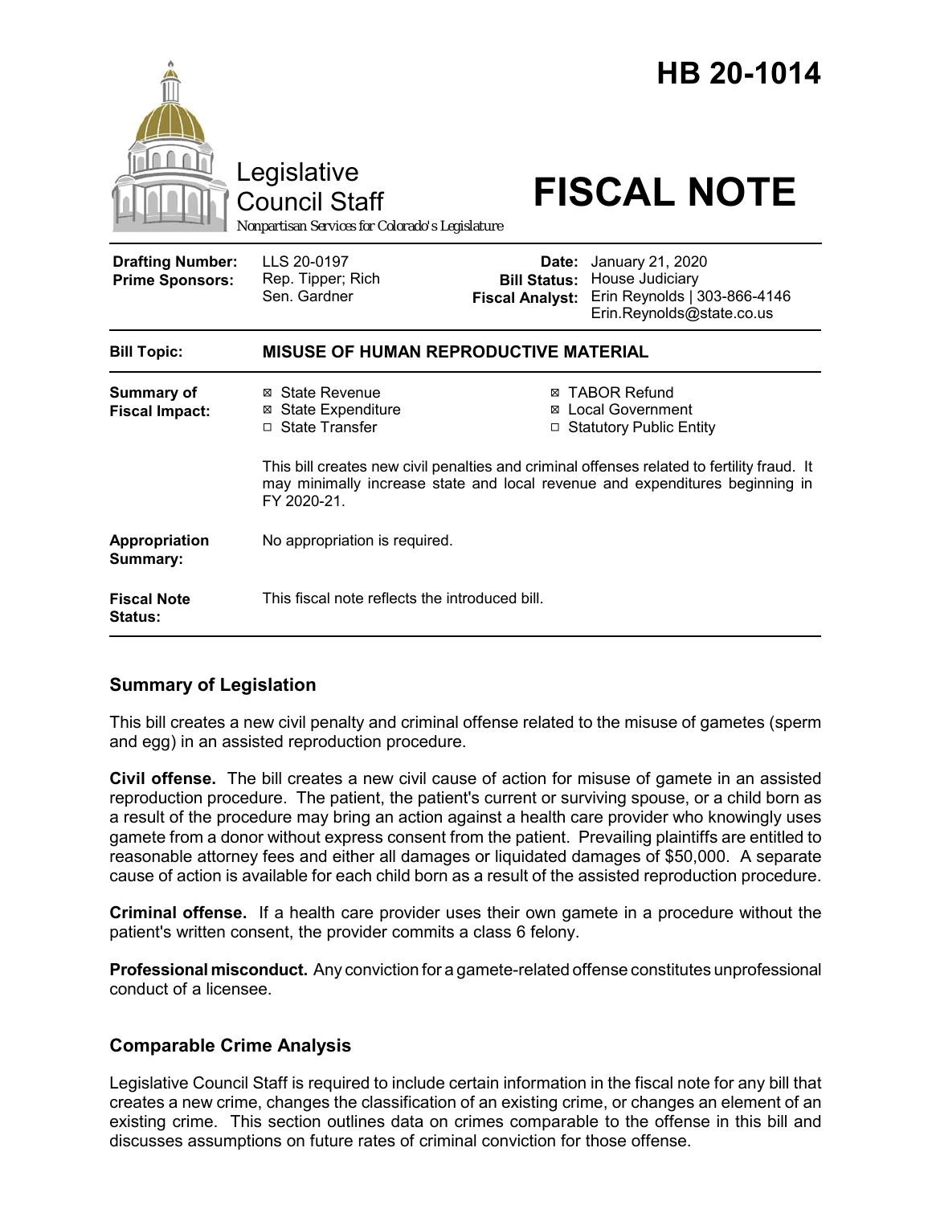# HB 20-1014

Legislative Council Staff

*Nonpartisan Services for Colorado's Legislature*

# FISCAL NOTE

| | | | |
|---|---|---|---|
| **Drafting Number:** | LLS 20-0197 | **Date:** | January 21, 2020 |
| **Prime Sponsors:** | Rep. Tipper; Rich | **Bill Status:** | House Judiciary |
| | Sen. Gardner | **Fiscal Analyst:** | Erin Reynolds \| 303-866-4146 |
| | | | Erin.Reynolds@state.co.us |

| | |
|---|---|
| **Bill Topic:** | **MISUSE OF HUMAN REPRODUCTIVE MATERIAL** |
| **Summary of Fiscal Impact:** | ☒ State Revenue ☒ State Expenditure ☐ State Transfer ☒ TABOR Refund ☒ Local Government ☐ Statutory Public Entity<br><br>This bill creates new civil penalties and criminal offenses related to fertility fraud. It may minimally increase state and local revenue and expenditures beginning in FY 2020-21. |
| **Appropriation Summary:** | No appropriation is required. |
| **Fiscal Note Status:** | This fiscal note reflects the introduced bill. |

## Summary of Legislation

This bill creates a new civil penalty and criminal offense related to the misuse of gametes (sperm and egg) in an assisted reproduction procedure.

**Civil offense.** The bill creates a new civil cause of action for misuse of gamete in an assisted reproduction procedure. The patient, the patient's current or surviving spouse, or a child born as a result of the procedure may bring an action against a health care provider who knowingly uses gamete from a donor without express consent from the patient. Prevailing plaintiffs are entitled to reasonable attorney fees and either all damages or liquidated damages of $50,000. A separate cause of action is available for each child born as a result of the assisted reproduction procedure.

**Criminal offense.** If a health care provider uses their own gamete in a procedure without the patient's written consent, the provider commits a class 6 felony.

**Professional misconduct.** Any conviction for a gamete-related offense constitutes unprofessional conduct of a licensee.

## Comparable Crime Analysis

Legislative Council Staff is required to include certain information in the fiscal note for any bill that creates a new crime, changes the classification of an existing crime, or changes an element of an existing crime. This section outlines data on crimes comparable to the offense in this bill and discusses assumptions on future rates of criminal conviction for those offense.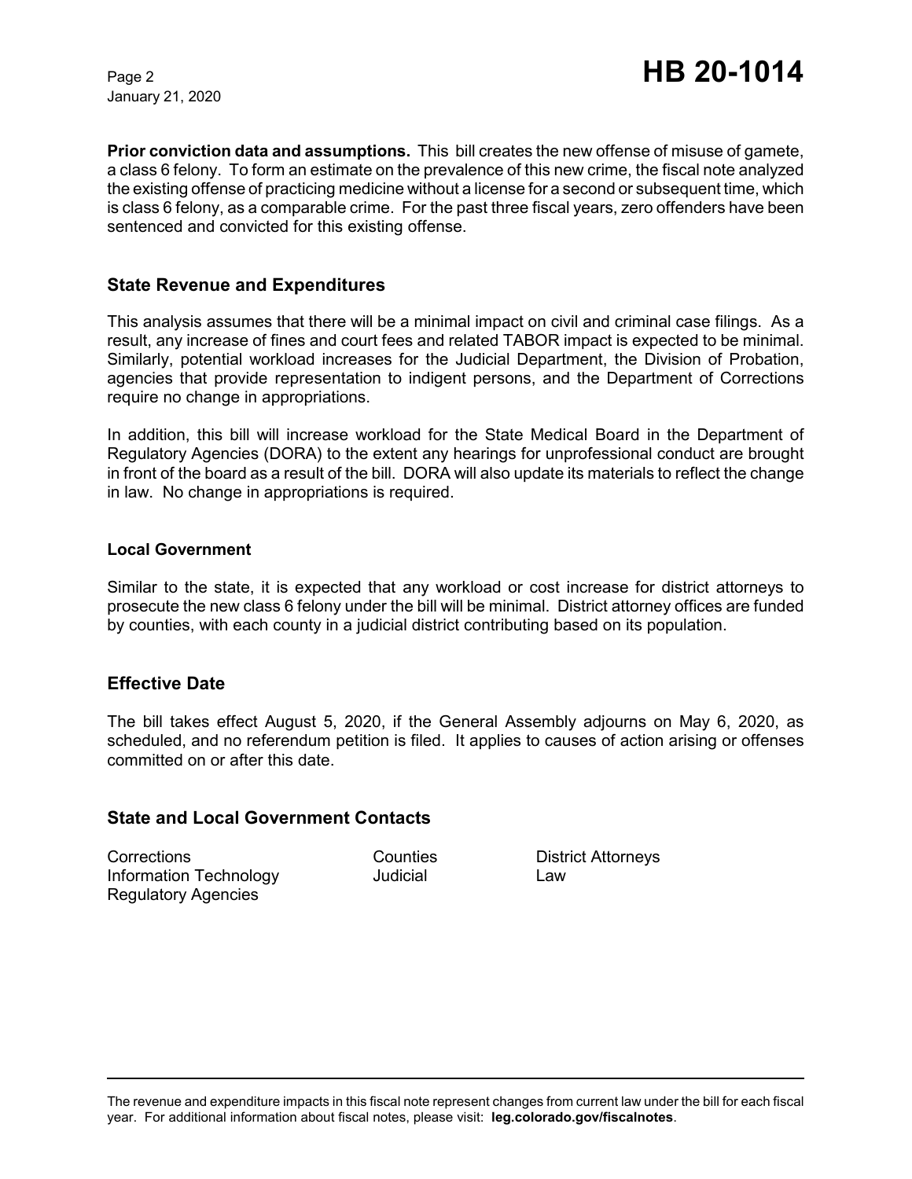**Prior conviction data and assumptions.** This bill creates the new offense of misuse of gamete, a class 6 felony. To form an estimate on the prevalence of this new crime, the fiscal note analyzed the existing offense of practicing medicine without a license for a second or subsequent time, which is class 6 felony, as a comparable crime. For the past three fiscal years, zero offenders have been sentenced and convicted for this existing offense.

## State Revenue and Expenditures

This analysis assumes that there will be a minimal impact on civil and criminal case filings. As a result, any increase of fines and court fees and related TABOR impact is expected to be minimal. Similarly, potential workload increases for the Judicial Department, the Division of Probation, agencies that provide representation to indigent persons, and the Department of Corrections require no change in appropriations.

In addition, this bill will increase workload for the State Medical Board in the Department of Regulatory Agencies (DORA) to the extent any hearings for unprofessional conduct are brought in front of the board as a result of the bill. DORA will also update its materials to reflect the change in law. No change in appropriations is required.

### Local Government

Similar to the state, it is expected that any workload or cost increase for district attorneys to prosecute the new class 6 felony under the bill will be minimal. District attorney offices are funded by counties, with each county in a judicial district contributing based on its population.

## Effective Date

The bill takes effect August 5, 2020, if the General Assembly adjourns on May 6, 2020, as scheduled, and no referendum petition is filed. It applies to causes of action arising or offenses committed on or after this date.

## State and Local Government Contacts

| | | |
|---|---|---|
| Corrections | Counties | District Attorneys |
| Information Technology | Judicial | Law |
| Regulatory Agencies | | |

The revenue and expenditure impacts in this fiscal note represent changes from current law under the bill for each fiscal year. For additional information about fiscal notes, please visit: **leg.colorado.gov/fiscalnotes**.